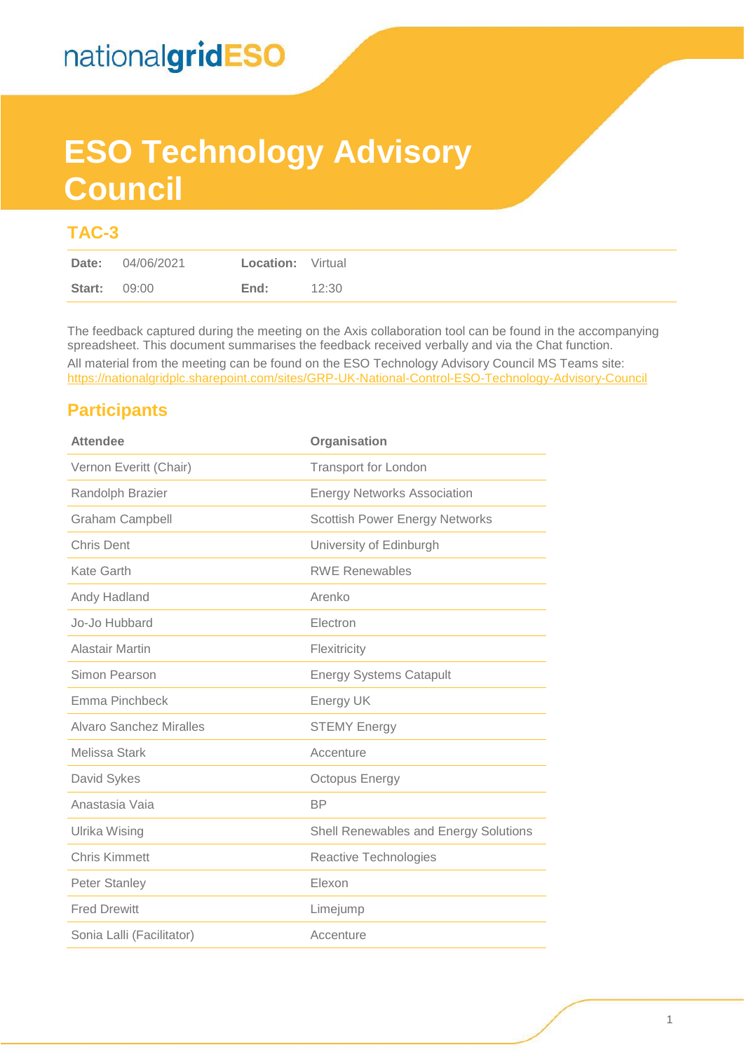nationalgridESO

# ESO Technology Advisory Council

## TAC-3

| Date: | 04/06/2021 | Location: | Virtual |
|---|---|---|---|
| Start: | 09:00 | End: | 12:30 |

The feedback captured during the meeting on the Axis collaboration tool can be found in the accompanying spreadsheet. This document summarises the feedback received verbally and via the Chat function.

All material from the meeting can be found on the ESO Technology Advisory Council MS Teams site: https://nationalgridplc.sharepoint.com/sites/GRP-UK-National-Control-ESO-Technology-Advisory-Council

## Participants

| Attendee | Organisation |
|---|---|
| Vernon Everitt (Chair) | Transport for London |
| Randolph Brazier | Energy Networks Association |
| Graham Campbell | Scottish Power Energy Networks |
| Chris Dent | University of Edinburgh |
| Kate Garth | RWE Renewables |
| Andy Hadland | Arenko |
| Jo-Jo Hubbard | Electron |
| Alastair Martin | Flexitricity |
| Simon Pearson | Energy Systems Catapult |
| Emma Pinchbeck | Energy UK |
| Alvaro Sanchez Miralles | STEMY Energy |
| Melissa Stark | Accenture |
| David Sykes | Octopus Energy |
| Anastasia Vaia | BP |
| Ulrika Wising | Shell Renewables and Energy Solutions |
| Chris Kimmett | Reactive Technologies |
| Peter Stanley | Elexon |
| Fred Drewitt | Limejump |
| Sonia Lalli (Facilitator) | Accenture |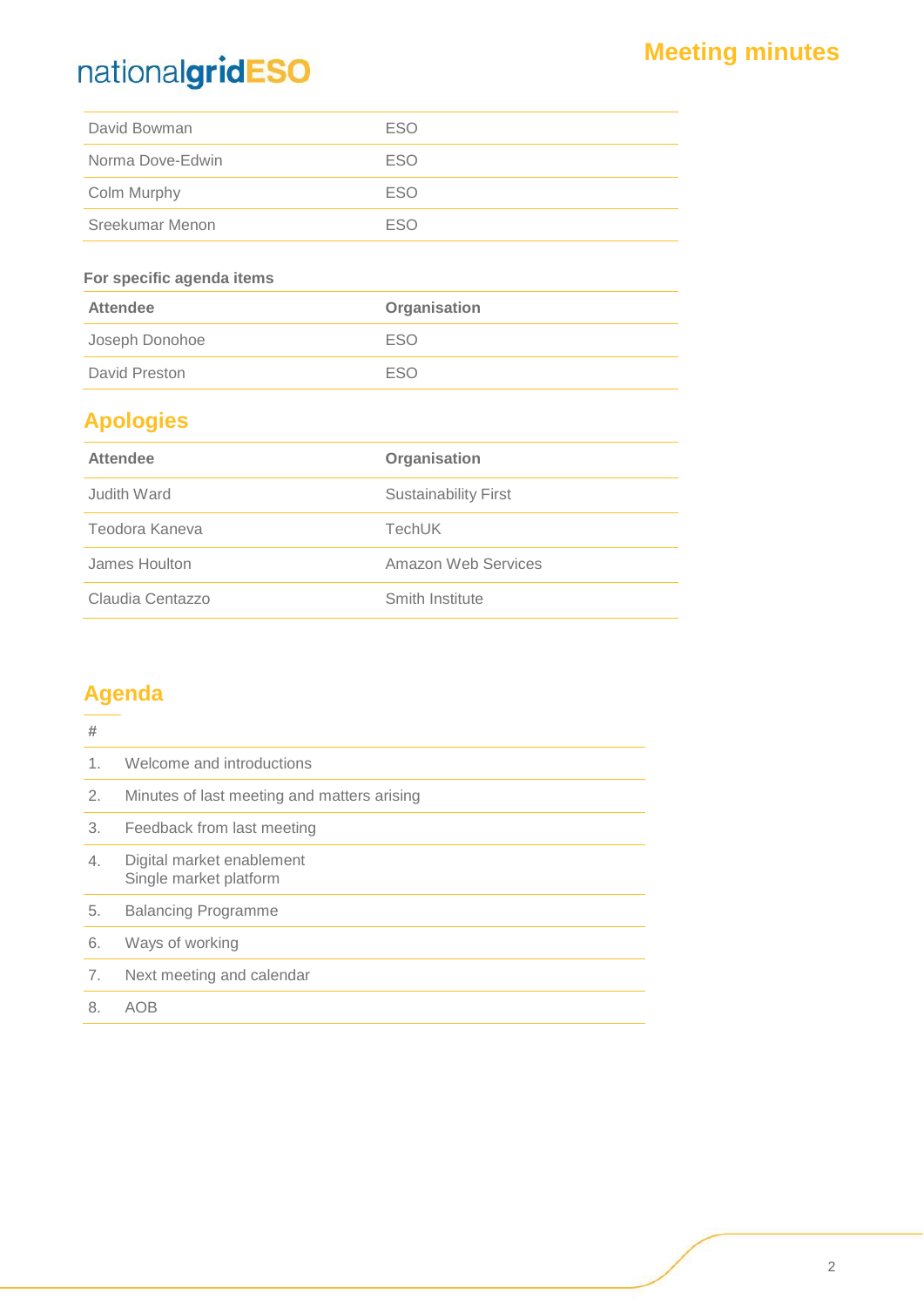| | |
|---|---|
| David Bowman | ESO |
| Norma Dove-Edwin | ESO |
| Colm Murphy | ESO |
| Sreekumar Menon | ESO |

**For specific agenda items**

| Attendee | Organisation |
|---|---|
| Joseph Donohoe | ESO |
| David Preston | ESO |

## Apologies

| Attendee | Organisation |
|---|---|
| Judith Ward | Sustainability First |
| Teodora Kaneva | TechUK |
| James Houlton | Amazon Web Services |
| Claudia Centazzo | Smith Institute |

## Agenda

| # | |
|---|---|
| 1. | Welcome and introductions |
| 2. | Minutes of last meeting and matters arising |
| 3. | Feedback from last meeting |
| 4. | Digital market enablement<br>Single market platform |
| 5. | Balancing Programme |
| 6. | Ways of working |
| 7. | Next meeting and calendar |
| 8. | AOB |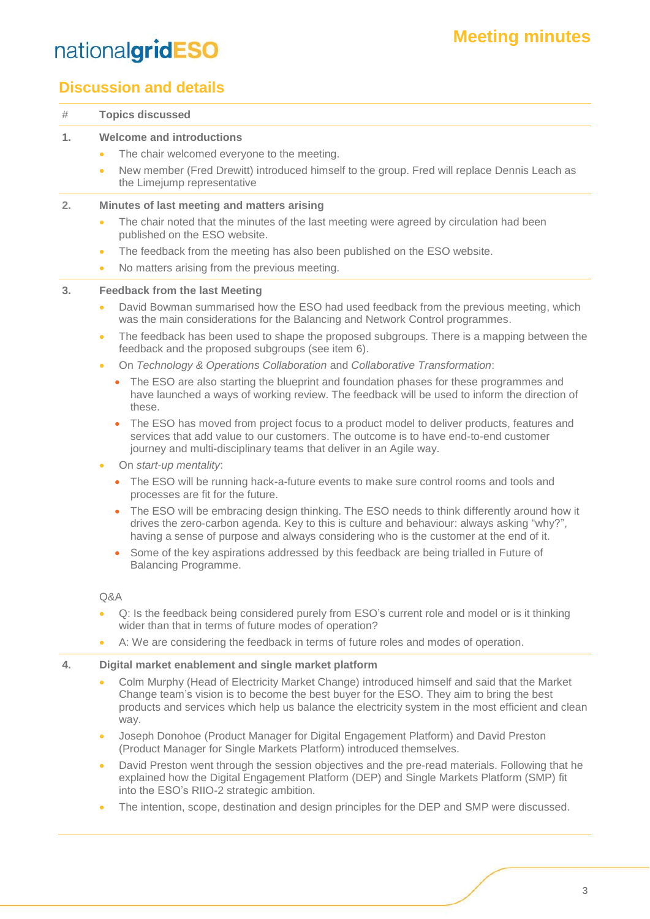## Discussion and details

| # | Topics discussed |
|---|---|

**1. Welcome and introductions**

- The chair welcomed everyone to the meeting.
- New member (Fred Drewitt) introduced himself to the group. Fred will replace Dennis Leach as the Limejump representative

**2. Minutes of last meeting and matters arising**

- The chair noted that the minutes of the last meeting were agreed by circulation had been published on the ESO website.
- The feedback from the meeting has also been published on the ESO website.
- No matters arising from the previous meeting.

**3. Feedback from the last Meeting**

- David Bowman summarised how the ESO had used feedback from the previous meeting, which was the main considerations for the Balancing and Network Control programmes.
- The feedback has been used to shape the proposed subgroups. There is a mapping between the feedback and the proposed subgroups (see item 6).
- On *Technology & Operations Collaboration* and *Collaborative Transformation*:
  - The ESO are also starting the blueprint and foundation phases for these programmes and have launched a ways of working review. The feedback will be used to inform the direction of these.
  - The ESO has moved from project focus to a product model to deliver products, features and services that add value to our customers. The outcome is to have end-to-end customer journey and multi-disciplinary teams that deliver in an Agile way.
- On *start-up mentality*:
  - The ESO will be running hack-a-future events to make sure control rooms and tools and processes are fit for the future.
  - The ESO will be embracing design thinking. The ESO needs to think differently around how it drives the zero-carbon agenda. Key to this is culture and behaviour: always asking "why?", having a sense of purpose and always considering who is the customer at the end of it.
  - Some of the key aspirations addressed by this feedback are being trialled in Future of Balancing Programme.

Q&A

- Q: Is the feedback being considered purely from ESO's current role and model or is it thinking wider than that in terms of future modes of operation?
- A: We are considering the feedback in terms of future roles and modes of operation.

**4. Digital market enablement and single market platform**

- Colm Murphy (Head of Electricity Market Change) introduced himself and said that the Market Change team's vision is to become the best buyer for the ESO. They aim to bring the best products and services which help us balance the electricity system in the most efficient and clean way.
- Joseph Donohoe (Product Manager for Digital Engagement Platform) and David Preston (Product Manager for Single Markets Platform) introduced themselves.
- David Preston went through the session objectives and the pre-read materials. Following that he explained how the Digital Engagement Platform (DEP) and Single Markets Platform (SMP) fit into the ESO's RIIO-2 strategic ambition.
- The intention, scope, destination and design principles for the DEP and SMP were discussed.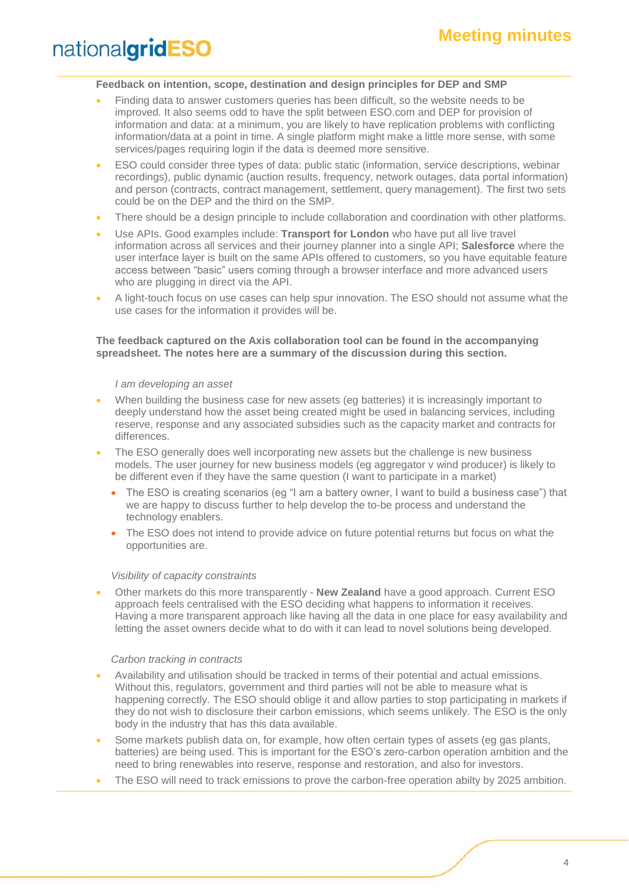**Feedback on intention, scope, destination and design principles for DEP and SMP**

- Finding data to answer customers queries has been difficult, so the website needs to be improved. It also seems odd to have the split between ESO.com and DEP for provision of information and data: at a minimum, you are likely to have replication problems with conflicting information/data at a point in time. A single platform might make a little more sense, with some services/pages requiring login if the data is deemed more sensitive.
- ESO could consider three types of data: public static (information, service descriptions, webinar recordings), public dynamic (auction results, frequency, network outages, data portal information) and person (contracts, contract management, settlement, query management). The first two sets could be on the DEP and the third on the SMP.
- There should be a design principle to include collaboration and coordination with other platforms.
- Use APIs. Good examples include: **Transport for London** who have put all live travel information across all services and their journey planner into a single API; **Salesforce** where the user interface layer is built on the same APIs offered to customers, so you have equitable feature access between "basic" users coming through a browser interface and more advanced users who are plugging in direct via the API.
- A light-touch focus on use cases can help spur innovation. The ESO should not assume what the use cases for the information it provides will be.

**The feedback captured on the Axis collaboration tool can be found in the accompanying spreadsheet. The notes here are a summary of the discussion during this section.**

*I am developing an asset*

- When building the business case for new assets (eg batteries) it is increasingly important to deeply understand how the asset being created might be used in balancing services, including reserve, response and any associated subsidies such as the capacity market and contracts for differences.
- The ESO generally does well incorporating new assets but the challenge is new business models. The user journey for new business models (eg aggregator v wind producer) is likely to be different even if they have the same question (I want to participate in a market)
  - The ESO is creating scenarios (eg "I am a battery owner, I want to build a business case") that we are happy to discuss further to help develop the to-be process and understand the technology enablers.
  - The ESO does not intend to provide advice on future potential returns but focus on what the opportunities are.

*Visibility of capacity constraints*

- Other markets do this more transparently - **New Zealand** have a good approach. Current ESO approach feels centralised with the ESO deciding what happens to information it receives. Having a more transparent approach like having all the data in one place for easy availability and letting the asset owners decide what to do with it can lead to novel solutions being developed.

*Carbon tracking in contracts*

- Availability and utilisation should be tracked in terms of their potential and actual emissions. Without this, regulators, government and third parties will not be able to measure what is happening correctly. The ESO should oblige it and allow parties to stop participating in markets if they do not wish to disclosure their carbon emissions, which seems unlikely. The ESO is the only body in the industry that has this data available.
- Some markets publish data on, for example, how often certain types of assets (eg gas plants, batteries) are being used. This is important for the ESO's zero-carbon operation ambition and the need to bring renewables into reserve, response and restoration, and also for investors.
- The ESO will need to track emissions to prove the carbon-free operation abilty by 2025 ambition.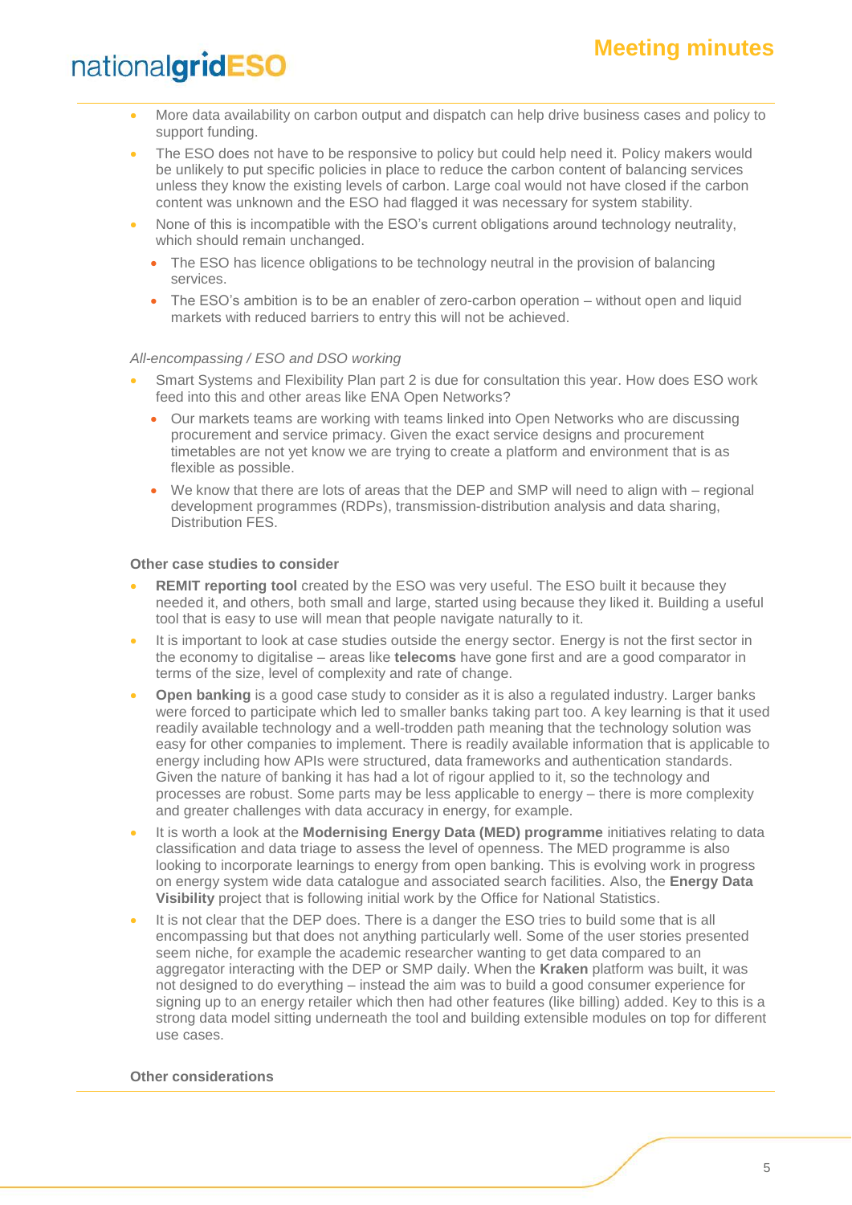- More data availability on carbon output and dispatch can help drive business cases and policy to support funding.
- The ESO does not have to be responsive to policy but could help need it. Policy makers would be unlikely to put specific policies in place to reduce the carbon content of balancing services unless they know the existing levels of carbon. Large coal would not have closed if the carbon content was unknown and the ESO had flagged it was necessary for system stability.
- None of this is incompatible with the ESO's current obligations around technology neutrality, which should remain unchanged.
  - The ESO has licence obligations to be technology neutral in the provision of balancing services.
  - The ESO's ambition is to be an enabler of zero-carbon operation – without open and liquid markets with reduced barriers to entry this will not be achieved.

*All-encompassing / ESO and DSO working*

- Smart Systems and Flexibility Plan part 2 is due for consultation this year. How does ESO work feed into this and other areas like ENA Open Networks?
  - Our markets teams are working with teams linked into Open Networks who are discussing procurement and service primacy. Given the exact service designs and procurement timetables are not yet know we are trying to create a platform and environment that is as flexible as possible.
  - We know that there are lots of areas that the DEP and SMP will need to align with – regional development programmes (RDPs), transmission-distribution analysis and data sharing, Distribution FES.

**Other case studies to consider**

- **REMIT reporting tool** created by the ESO was very useful. The ESO built it because they needed it, and others, both small and large, started using because they liked it. Building a useful tool that is easy to use will mean that people navigate naturally to it.
- It is important to look at case studies outside the energy sector. Energy is not the first sector in the economy to digitalise – areas like **telecoms** have gone first and are a good comparator in terms of the size, level of complexity and rate of change.
- **Open banking** is a good case study to consider as it is also a regulated industry. Larger banks were forced to participate which led to smaller banks taking part too. A key learning is that it used readily available technology and a well-trodden path meaning that the technology solution was easy for other companies to implement. There is readily available information that is applicable to energy including how APIs were structured, data frameworks and authentication standards. Given the nature of banking it has had a lot of rigour applied to it, so the technology and processes are robust. Some parts may be less applicable to energy – there is more complexity and greater challenges with data accuracy in energy, for example.
- It is worth a look at the **Modernising Energy Data (MED) programme** initiatives relating to data classification and data triage to assess the level of openness. The MED programme is also looking to incorporate learnings to energy from open banking. This is evolving work in progress on energy system wide data catalogue and associated search facilities. Also, the **Energy Data Visibility** project that is following initial work by the Office for National Statistics.
- It is not clear that the DEP does. There is a danger the ESO tries to build some that is all encompassing but that does not anything particularly well. Some of the user stories presented seem niche, for example the academic researcher wanting to get data compared to an aggregator interacting with the DEP or SMP daily. When the **Kraken** platform was built, it was not designed to do everything – instead the aim was to build a good consumer experience for signing up to an energy retailer which then had other features (like billing) added. Key to this is a strong data model sitting underneath the tool and building extensible modules on top for different use cases.

**Other considerations**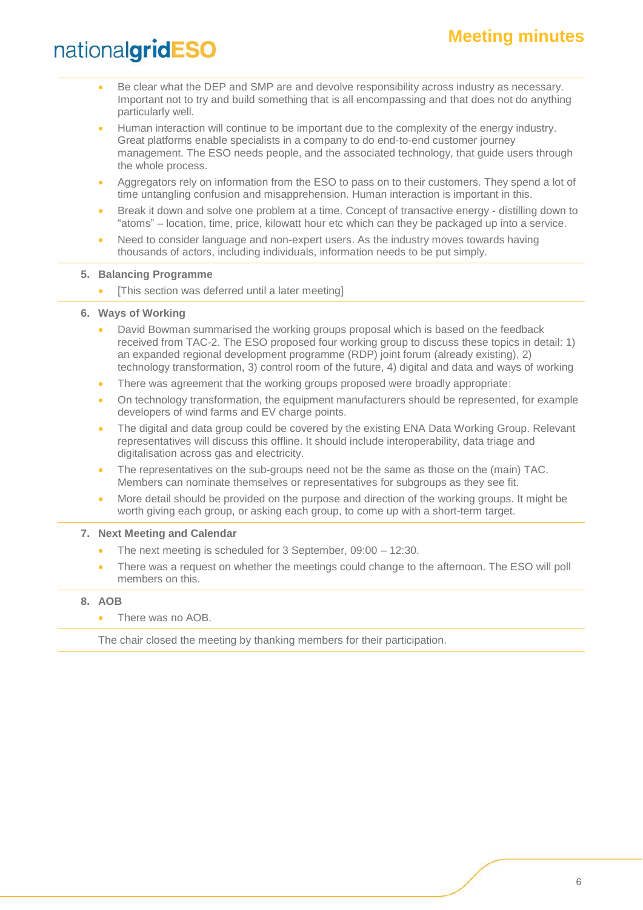- Be clear what the DEP and SMP are and devolve responsibility across industry as necessary. Important not to try and build something that is all encompassing and that does not do anything particularly well.
- Human interaction will continue to be important due to the complexity of the energy industry. Great platforms enable specialists in a company to do end-to-end customer journey management. The ESO needs people, and the associated technology, that guide users through the whole process.
- Aggregators rely on information from the ESO to pass on to their customers. They spend a lot of time untangling confusion and misapprehension. Human interaction is important in this.
- Break it down and solve one problem at a time. Concept of transactive energy - distilling down to "atoms" – location, time, price, kilowatt hour etc which can they be packaged up into a service.
- Need to consider language and non-expert users. As the industry moves towards having thousands of actors, including individuals, information needs to be put simply.

**5. Balancing Programme**

- [This section was deferred until a later meeting]

**6. Ways of Working**

- David Bowman summarised the working groups proposal which is based on the feedback received from TAC-2. The ESO proposed four working group to discuss these topics in detail: 1) an expanded regional development programme (RDP) joint forum (already existing), 2) technology transformation, 3) control room of the future, 4) digital and data and ways of working
- There was agreement that the working groups proposed were broadly appropriate:
- On technology transformation, the equipment manufacturers should be represented, for example developers of wind farms and EV charge points.
- The digital and data group could be covered by the existing ENA Data Working Group. Relevant representatives will discuss this offline. It should include interoperability, data triage and digitalisation across gas and electricity.
- The representatives on the sub-groups need not be the same as those on the (main) TAC. Members can nominate themselves or representatives for subgroups as they see fit.
- More detail should be provided on the purpose and direction of the working groups. It might be worth giving each group, or asking each group, to come up with a short-term target.

**7. Next Meeting and Calendar**

- The next meeting is scheduled for 3 September, 09:00 – 12:30.
- There was a request on whether the meetings could change to the afternoon. The ESO will poll members on this.

**8. AOB**

- There was no AOB.

The chair closed the meeting by thanking members for their participation.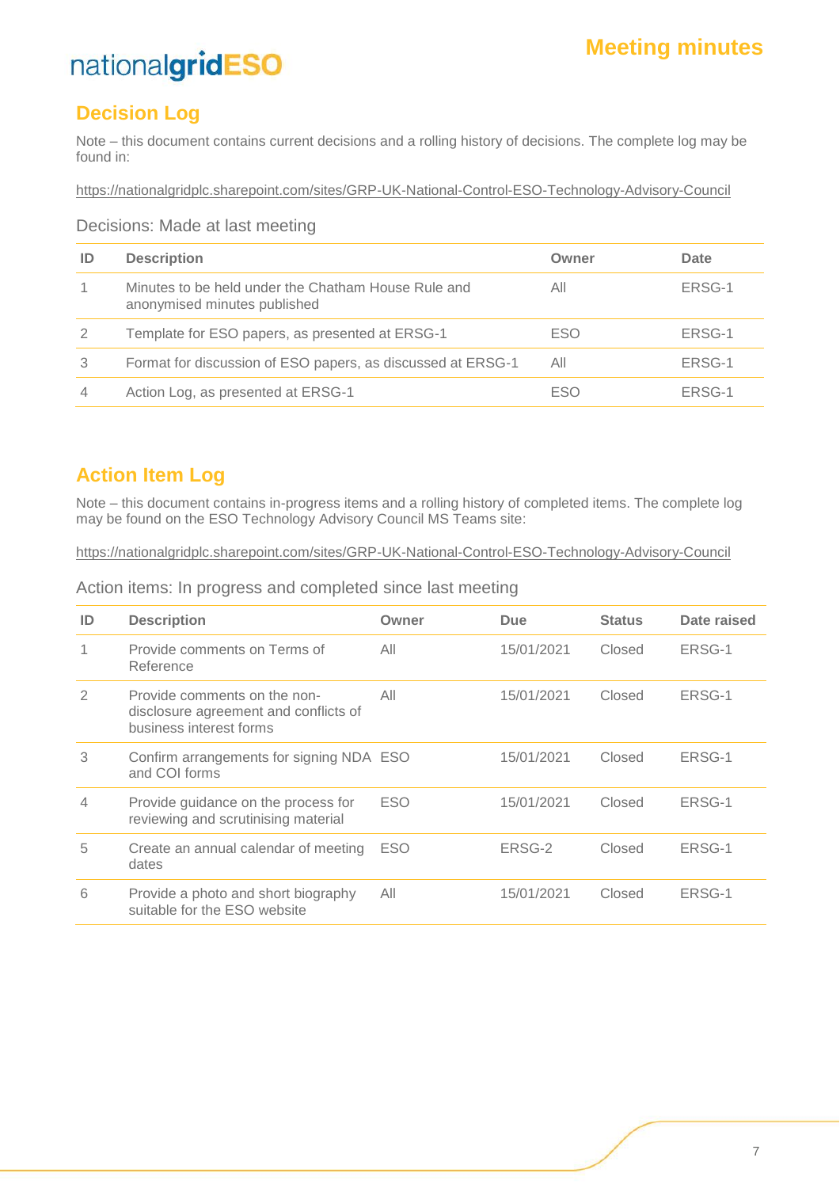## Decision Log

Note – this document contains current decisions and a rolling history of decisions. The complete log may be found in:

https://nationalgridplc.sharepoint.com/sites/GRP-UK-National-Control-ESO-Technology-Advisory-Council

Decisions: Made at last meeting

| ID | Description | Owner | Date |
|---|---|---|---|
| 1 | Minutes to be held under the Chatham House Rule and anonymised minutes published | All | ERSG-1 |
| 2 | Template for ESO papers, as presented at ERSG-1 | ESO | ERSG-1 |
| 3 | Format for discussion of ESO papers, as discussed at ERSG-1 | All | ERSG-1 |
| 4 | Action Log, as presented at ERSG-1 | ESO | ERSG-1 |

## Action Item Log

Note – this document contains in-progress items and a rolling history of completed items. The complete log may be found on the ESO Technology Advisory Council MS Teams site:

https://nationalgridplc.sharepoint.com/sites/GRP-UK-National-Control-ESO-Technology-Advisory-Council

Action items: In progress and completed since last meeting

| ID | Description | Owner | Due | Status | Date raised |
|---|---|---|---|---|---|
| 1 | Provide comments on Terms of Reference | All | 15/01/2021 | Closed | ERSG-1 |
| 2 | Provide comments on the non-disclosure agreement and conflicts of business interest forms | All | 15/01/2021 | Closed | ERSG-1 |
| 3 | Confirm arrangements for signing NDA and COI forms | ESO | 15/01/2021 | Closed | ERSG-1 |
| 4 | Provide guidance on the process for reviewing and scrutinising material | ESO | 15/01/2021 | Closed | ERSG-1 |
| 5 | Create an annual calendar of meeting dates | ESO | ERSG-2 | Closed | ERSG-1 |
| 6 | Provide a photo and short biography suitable for the ESO website | All | 15/01/2021 | Closed | ERSG-1 |